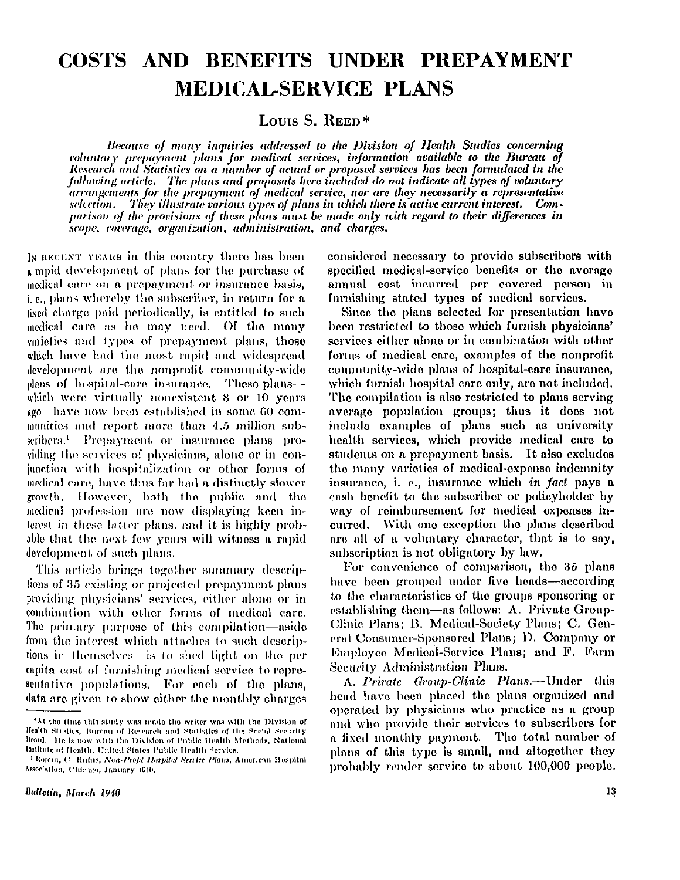# COSTS AND BENEFITS UNDER PREPAYMENT MEDICAL-SERVICE PLANS

Louis S. Reed*

*Because of many inquiries addressed to the Division of Health Studies concerning voluntary prepayment plans for medical services, information available to the Bureau of Research and Statistics on a number of actual or proposed services has been formulated in the following article. The plans and proposals here included do not indicate all types of voluntary arrangements for the prepayment of medical service, nor are they necessarily a representative selection. They illustrate various types of plans in which there is active current interest. Comparison of the provisions of these plans must be made only with regard to their differences in scope, coverage, organization, administration, and charges.*

In recent years in this country there has been a rapid development of plans for the purchase of medical care on a prepayment or insurance basis, i. e., plans whereby the subscriber, in return for a fixed charge paid periodically, is entitled to such medical care as he may need. Of the many varieties and types of prepayment plans, those which have had the most rapid and widespread development are the nonprofit community-wide plans of hospital-care insurance. These plans—which were virtually nonexistent 8 or 10 years ago—have now been established in some 60 communities and report more than 4.5 million subscribers.[1] Prepayment or insurance plans providing the services of physicians, alone or in conjunction with hospitalization or other forms of medical care, have thus far had a distinctly slower growth. However, both the public and the medical profession are now displaying keen interest in these latter plans, and it is highly probable that the next few years will witness a rapid development of such plans.

This article brings together summary descriptions of 35 existing or projected prepayment plans providing physicians' services, either alone or in combination with other forms of medical care. The primary purpose of this compilation—aside from the interest which attaches to such descriptions in themselves—is to shed light on the per capita cost of furnishing medical service to representative populations. For each of the plans, data are given to show either the monthly charges considered necessary to provide subscribers with specified medical-service benefits or the average annual cost incurred per covered person in furnishing stated types of medical services.

Since the plans selected for presentation have been restricted to those which furnish physicians' services either alone or in combination with other forms of medical care, examples of the nonprofit community-wide plans of hospital-care insurance, which furnish hospital care only, are not included. The compilation is also restricted to plans serving average population groups; thus it does not include examples of plans such as university health services, which provide medical care to students on a prepayment basis. It also excludes the many varieties of medical-expense indemnity insurance, i. e., insurance which *in fact* pays a cash benefit to the subscriber or policyholder by way of reimbursement for medical expenses incurred. With one exception the plans described are all of a voluntary character, that is to say, subscription is not obligatory by law.

For convenience of comparison, the 35 plans have been grouped under five heads—according to the characteristics of the groups sponsoring or establishing them—as follows: A. Private Group-Clinic Plans; B. Medical-Society Plans; C. General Consumer-Sponsored Plans; D. Company or Employee Medical-Service Plans; and F. Farm Security Administration Plans.

A. *Private Group-Clinic Plans.*—Under this head have been placed the plans organized and operated by physicians who practice as a group and who provide their services to subscribers for a fixed monthly payment. The total number of plans of this type is small, and altogether they probably render service to about 100,000 people.

---

*At the time this study was made the writer was with the Division of Health Studies, Bureau of Research and Statistics of the Social Security Board. He is now with the Division of Public Health Methods, National Institute of Health, United States Public Health Service.

[1] Rorem, C. Rufus, *Non-Profit Hospital Service Plans*, American Hospital Association, Chicago, January 1940.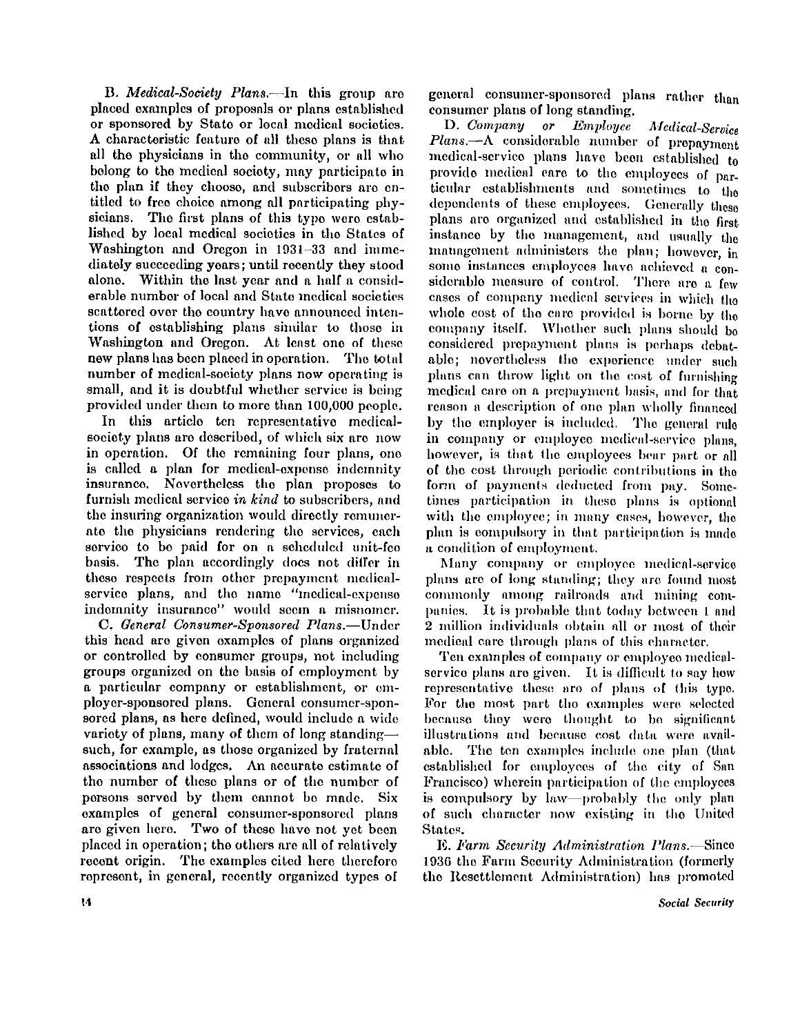B. *Medical-Society Plans.*—In this group are placed examples of proposals or plans established or sponsored by State or local medical societies. A characteristic feature of all these plans is that all the physicians in the community, or all who belong to the medical society, may participate in the plan if they choose, and subscribers are entitled to free choice among all participating physicians. The first plans of this type were established by local medical societies in the States of Washington and Oregon in 1931–33 and immediately succeeding years; until recently they stood alone. Within the last year and a half a considerable number of local and State medical societies scattered over the country have announced intentions of establishing plans similar to those in Washington and Oregon. At least one of these new plans has been placed in operation. The total number of medical-society plans now operating is small, and it is doubtful whether service is being provided under them to more than 100,000 people.

In this article ten representative medical-society plans are described, of which six are now in operation. Of the remaining four plans, one is called a plan for medical-expense indemnity insurance. Nevertheless the plan proposes to furnish medical service *in kind* to subscribers, and the insuring organization would directly remunerate the physicians rendering the services, each service to be paid for on a scheduled unit-fee basis. The plan accordingly does not differ in these respects from other prepayment medical-service plans, and the name "medical-expense indemnity insurance" would seem a misnomer.

C. *General Consumer-Sponsored Plans.*—Under this head are given examples of plans organized or controlled by consumer groups, not including groups organized on the basis of employment by a particular company or establishment, or employer-sponsored plans. General consumer-sponsored plans, as here defined, would include a wide variety of plans, many of them of long standing—such, for example, as those organized by fraternal associations and lodges. An accurate estimate of the number of these plans or of the number of persons served by them cannot be made. Six examples of general consumer-sponsored plans are given here. Two of these have not yet been placed in operation; the others are all of relatively recent origin. The examples cited here therefore represent, in general, recently organized types of general consumer-sponsored plans rather than consumer plans of long standing.

D. *Company or Employee Medical-Service Plans.*—A considerable number of prepayment medical-service plans have been established to provide medical care to the employees of particular establishments and sometimes to the dependents of these employees. Generally these plans are organized and established in the first instance by the management, and usually the management administers the plan; however, in some instances employees have achieved a considerable measure of control. There are a few cases of company medical services in which the whole cost of the care provided is borne by the company itself. Whether such plans should be considered prepayment plans is perhaps debatable; nevertheless the experience under such plans can throw light on the cost of furnishing medical care on a prepayment basis, and for that reason a description of one plan wholly financed by the employer is included. The general rule in company or employee medical-service plans, however, is that the employees bear part or all of the cost through periodic contributions in the form of payments deducted from pay. Sometimes participation in these plans is optional with the employee; in many cases, however, the plan is compulsory in that participation is made a condition of employment.

Many company or employee medical-service plans are of long standing; they are found most commonly among railroads and mining companies. It is probable that today between 1 and 2 million individuals obtain all or most of their medical care through plans of this character.

Ten examples of company or employee medical-service plans are given. It is difficult to say how representative these are of plans of this type. For the most part the examples were selected because they were thought to be significant illustrations and because cost data were available. The ten examples include one plan (that established for employees of the city of San Francisco) wherein participation of the employees is compulsory by law—probably the only plan of such character now existing in the United States.

E. *Farm Security Administration Plans.*—Since 1936 the Farm Security Administration (formerly the Resettlement Administration) has promoted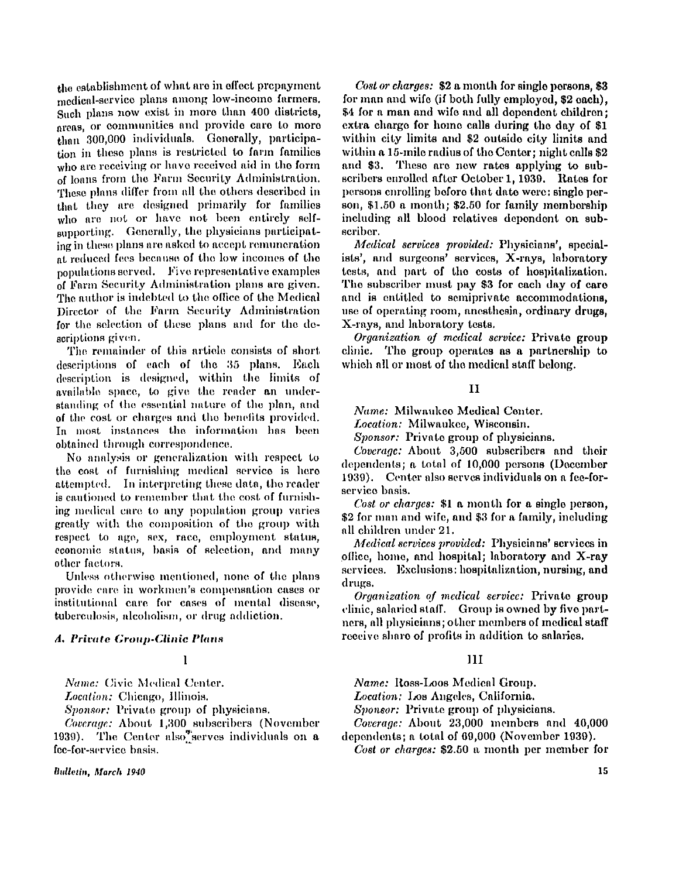the establishment of what are in effect prepayment medical-service plans among low-income farmers. Such plans now exist in more than 400 districts, areas, or communities and provide care to more than 300,000 individuals. Generally, participation in these plans is restricted to farm families who are receiving or have received aid in the form of loans from the Farm Security Administration. These plans differ from all the others described in that they are designed primarily for families who are not or have not been entirely self-supporting. Generally, the physicians participating in these plans are asked to accept remuneration at reduced fees because of the low incomes of the populations served. Five representative examples of Farm Security Administration plans are given. The author is indebted to the office of the Medical Director of the Farm Security Administration for the selection of these plans and for the descriptions given.

The remainder of this article consists of short descriptions of each of the 35 plans. Each description is designed, within the limits of available space, to give the reader an understanding of the essential nature of the plan, and of the cost or charges and the benefits provided. In most instances the information has been obtained through correspondence.

No analysis or generalization with respect to the cost of furnishing medical service is here attempted. In interpreting these data, the reader is cautioned to remember that the cost of furnishing medical care to any population group varies greatly with the composition of the group with respect to age, sex, race, employment status, economic status, basis of selection, and many other factors.

Unless otherwise mentioned, none of the plans provide care in workmen's compensation cases or institutional care for cases of mental disease, tuberculosis, alcoholism, or drug addiction.

### *A. Private Group-Clinic Plans*

#### I

*Name:* Civic Medical Center.

*Location:* Chicago, Illinois.

*Sponsor:* Private group of physicians.

*Coverage:* About 1,300 subscribers (November 1939). The Center also serves individuals on a fee-for-service basis.

*Cost or charges:* \$2 a month for single persons, \$3 for man and wife (if both fully employed, \$2 each), \$4 for a man and wife and all dependent children; extra charge for home calls during the day of \$1 within city limits and \$2 outside city limits and within a 15-mile radius of the Center; night calls \$2 and \$3. These are new rates applying to subscribers enrolled after October 1, 1939. Rates for persons enrolling before that date were: single person, \$1.50 a month; \$2.50 for family membership including all blood relatives dependent on subscriber.

*Medical services provided:* Physicians', specialists', and surgeons' services, X-rays, laboratory tests, and part of the costs of hospitalization. The subscriber must pay \$3 for each day of care and is entitled to semiprivate accommodations, use of operating room, anesthesia, ordinary drugs, X-rays, and laboratory tests.

*Organization of medical service:* Private group clinic. The group operates as a partnership to which all or most of the medical staff belong.

#### II

*Name:* Milwaukee Medical Center.

*Location:* Milwaukee, Wisconsin.

*Sponsor:* Private group of physicians.

*Coverage:* About 3,500 subscribers and their dependents; a total of 10,000 persons (December 1939). Center also serves individuals on a fee-for-service basis.

*Cost or charges:* \$1 a month for a single person, \$2 for man and wife, and \$3 for a family, including all children under 21.

*Medical services provided:* Physicians' services in office, home, and hospital; laboratory and X-ray services. Exclusions: hospitalization, nursing, and drugs.

*Organization of medical service:* Private group clinic, salaried staff. Group is owned by five partners, all physicians; other members of medical staff receive share of profits in addition to salaries.

#### III

*Name:* Ross-Loos Medical Group.

*Location:* Los Angeles, California.

*Sponsor:* Private group of physicians.

*Coverage:* About 23,000 members and 40,000 dependents; a total of 69,000 (November 1939).

*Cost or charges:* \$2.50 a month per member for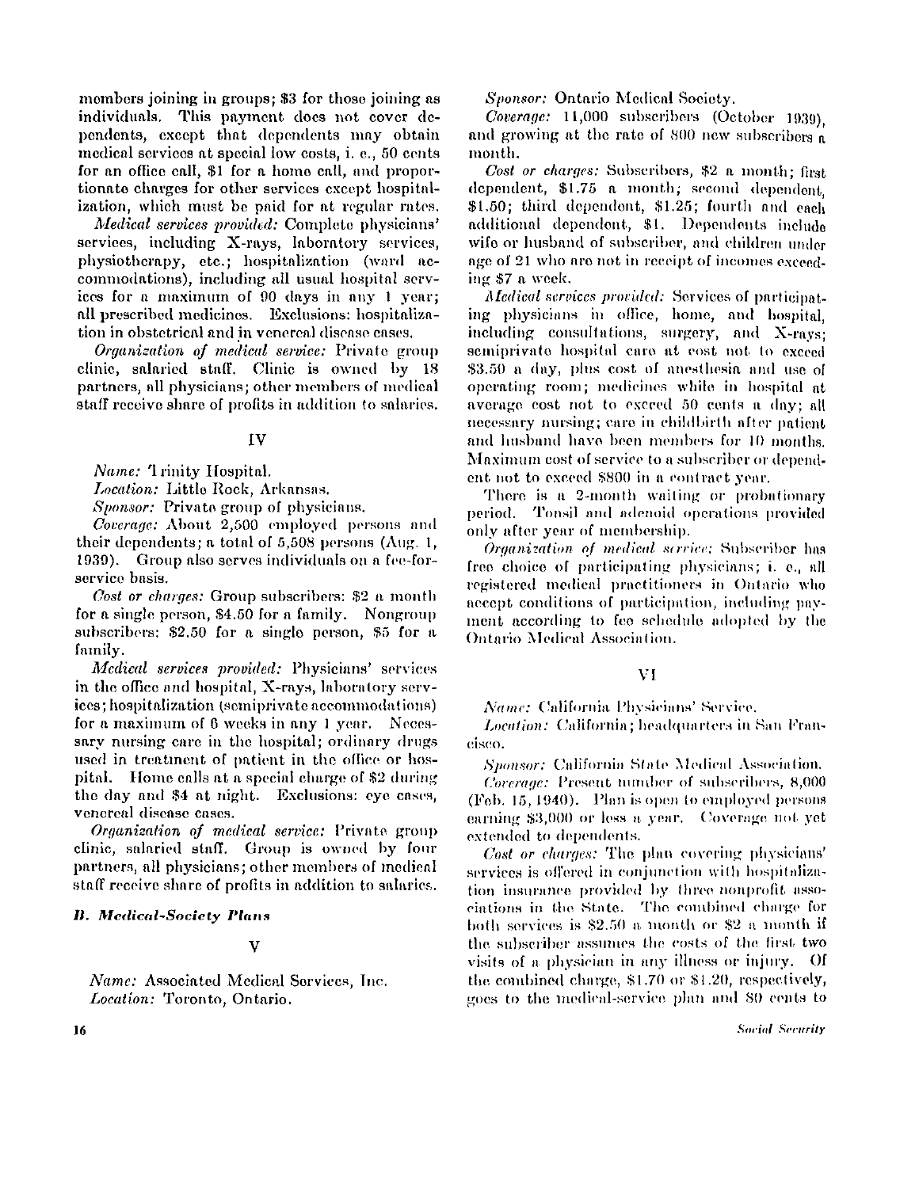members joining in groups; $3 for those joining as individuals. This payment does not cover dependents, except that dependents may obtain medical services at special low costs, i. e., 50 cents for an office call, $1 for a home call, and proportionate charges for other services except hospitalization, which must be paid for at regular rates.

*Medical services provided:* Complete physicians' services, including X-rays, laboratory services, physiotherapy, etc.; hospitalization (ward accommodations), including all usual hospital services for a maximum of 90 days in any 1 year; all prescribed medicines. Exclusions: hospitalization in obstetrical and in venereal disease cases.

*Organization of medical service:* Private group clinic, salaried staff. Clinic is owned by 18 partners, all physicians; other members of medical staff receive share of profits in addition to salaries.

IV

*Name:* Trinity Hospital.

*Location:* Little Rock, Arkansas.

*Sponsor:* Private group of physicians.

*Coverage:* About 2,500 employed persons and their dependents; a total of 5,508 persons (Aug. 1, 1939). Group also serves individuals on a fee-for-service basis.

*Cost or charges:* Group subscribers: $2 a month for a single person, $4.50 for a family. Nongroup subscribers: $2.50 for a single person, $5 for a family.

*Medical services provided:* Physicians' services in the office and hospital, X-rays, laboratory services; hospitalization (semiprivate accommodations) for a maximum of 6 weeks in any 1 year. Necessary nursing care in the hospital; ordinary drugs used in treatment of patient in the office or hospital. Home calls at a special charge of $2 during the day and $4 at night. Exclusions: eye cases, venereal disease cases.

*Organization of medical service:* Private group clinic, salaried staff. Group is owned by four partners, all physicians; other members of medical staff receive share of profits in addition to salaries.

### *B. Medical-Society Plans*

V

*Name:* Associated Medical Services, Inc.

*Location:* Toronto, Ontario.

*Sponsor:* Ontario Medical Society.

*Coverage:* 11,000 subscribers (October 1939), and growing at the rate of 800 new subscribers a month.

*Cost or charges:* Subscribers, $2 a month; first dependent, $1.75 a month; second dependent, $1.50; third dependent, $1.25; fourth and each additional dependent, $1. Dependents include wife or husband of subscriber, and children under age of 21 who are not in receipt of incomes exceeding $7 a week.

*Medical services provided:* Services of participating physicians in office, home, and hospital, including consultations, surgery, and X-rays; semiprivate hospital care at cost not to exceed $3.50 a day, plus cost of anesthesia and use of operating room; medicines while in hospital at average cost not to exceed 50 cents a day; all necessary nursing; care in childbirth after patient and husband have been members for 10 months. Maximum cost of service to a subscriber or dependent not to exceed $800 in a contract year.

There is a 2-month waiting or probationary period. Tonsil and adenoid operations provided only after year of membership.

*Organization of medical service:* Subscriber has free choice of participating physicians; i. e., all registered medical practitioners in Ontario who accept conditions of participation, including payment according to fee schedule adopted by the Ontario Medical Association.

VI

*Name:* California Physicians' Service.

*Location:* California; headquarters in San Francisco.

*Sponsor:* California State Medical Association.

*Coverage:* Present number of subscribers, 8,000 (Feb. 15, 1940). Plan is open to employed persons earning $3,000 or less a year. Coverage not yet extended to dependents.

*Cost or charges:* The plan covering physicians' services is offered in conjunction with hospitalization insurance provided by three nonprofit associations in the State. The combined charge for both services is $2.50 a month or $2 a month if the subscriber assumes the costs of the first two visits of a physician in any illness or injury. Of the combined charge, $1.70 or $1.20, respectively, goes to the medical-service plan and 80 cents to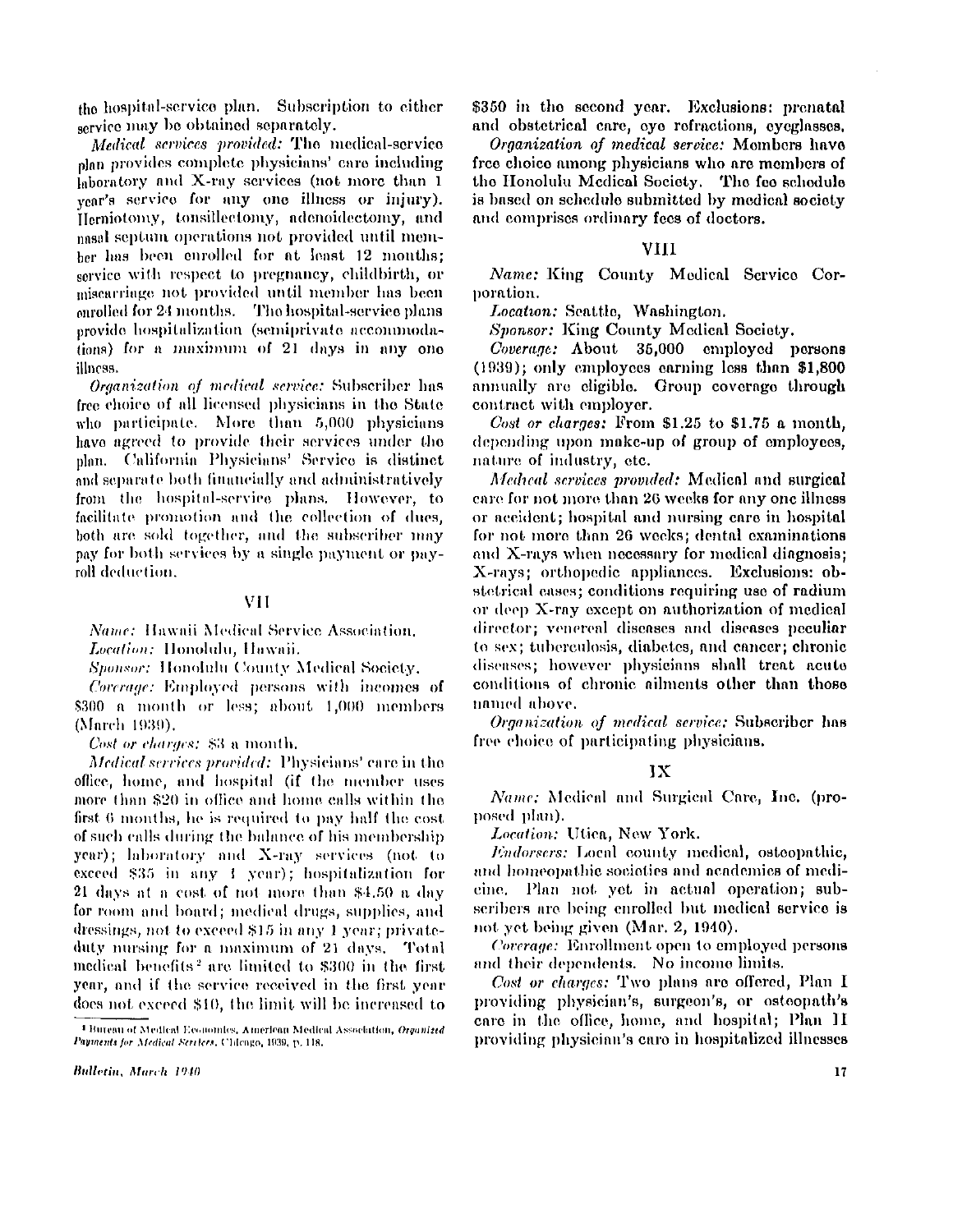the hospital-service plan. Subscription to either service may be obtained separately.

*Medical services provided:* The medical-service plan provides complete physicians' care including laboratory and X-ray services (not more than 1 year's service for any one illness or injury). Herniotomy, tonsillectomy, adenoidectomy, and nasal septum operations not provided until member has been enrolled for at least 12 months; service with respect to pregnancy, childbirth, or miscarriage not provided until member has been enrolled for 24 months. The hospital-service plans provide hospitalization (semiprivate accommodations) for a maximum of 21 days in any one illness.

*Organization of medical service:* Subscriber has free choice of all licensed physicians in the State who participate. More than 5,000 physicians have agreed to provide their services under the plan. California Physicians' Service is distinct and separate both financially and administratively from the hospital-service plans. However, to facilitate promotion and the collection of dues, both are sold together, and the subscriber may pay for both services by a single payment or payroll deduction.

## VII

*Name:* Hawaii Medical Service Association.

*Location:* Honolulu, Hawaii.

*Sponsor:* Honolulu County Medical Society.

*Coverage:* Employed persons with incomes of $300 a month or less; about 1,000 members (March 1939).

*Cost or charges:* $3 a month.

*Medical services provided:* Physicians' care in the office, home, and hospital (if the member uses more than $20 in office and home calls within the first 6 months, he is required to pay half the cost of such calls during the balance of his membership year); laboratory and X-ray services (not to exceed $35 in any 1 year); hospitalization for 21 days at a cost of not more than $4.50 a day for room and board; medical drugs, supplies, and dressings, not to exceed $15 in any 1 year; private-duty nursing for a maximum of 21 days. Total medical benefits[2] are limited to $300 in the first year, and if the service received in the first year does not exceed $10, the limit will be increased to $350 in the second year. Exclusions: prenatal and obstetrical care, eye refractions, eyeglasses.

*Organization of medical service:* Members have free choice among physicians who are members of the Honolulu Medical Society. The fee schedule is based on schedule submitted by medical society and comprises ordinary fees of doctors.

## VIII

*Name:* King County Medical Service Corporation.

*Location:* Seattle, Washington.

*Sponsor:* King County Medical Society.

*Coverage:* About 35,000 employed persons (1939); only employees earning less than $1,800 annually are eligible. Group coverage through contract with employer.

*Cost or charges:* From $1.25 to $1.75 a month, depending upon make-up of group of employees, nature of industry, etc.

*Medical services provided:* Medical and surgical care for not more than 26 weeks for any one illness or accident; hospital and nursing care in hospital for not more than 26 weeks; dental examinations and X-rays when necessary for medical diagnosis; X-rays; orthopedic appliances. Exclusions: obstetrical cases; conditions requiring use of radium or deep X-ray except on authorization of medical director; venereal diseases and diseases peculiar to sex; tuberculosis, diabetes, and cancer; chronic diseases; however physicians shall treat acute conditions of chronic ailments other than those named above.

*Organization of medical service:* Subscriber has free choice of participating physicians.

## IX

*Name:* Medical and Surgical Care, Inc. (proposed plan).

*Location:* Utica, New York.

*Endorsers:* Local county medical, osteopathic, and homeopathic societies and academies of medicine. Plan not yet in actual operation; subscribers are being enrolled but medical service is not yet being given (Mar. 2, 1940).

*Coverage:* Enrollment open to employed persons and their dependents. No income limits.

*Cost or charges:* Two plans are offered, Plan I providing physician's, surgeon's, or osteopath's care in the office, home, and hospital; Plan II providing physician's care in hospitalized illnesses

---

[2] Bureau of Medical Economics, American Medical Association, *Organized Payments for Medical Services*, Chicago, 1939, p. 118.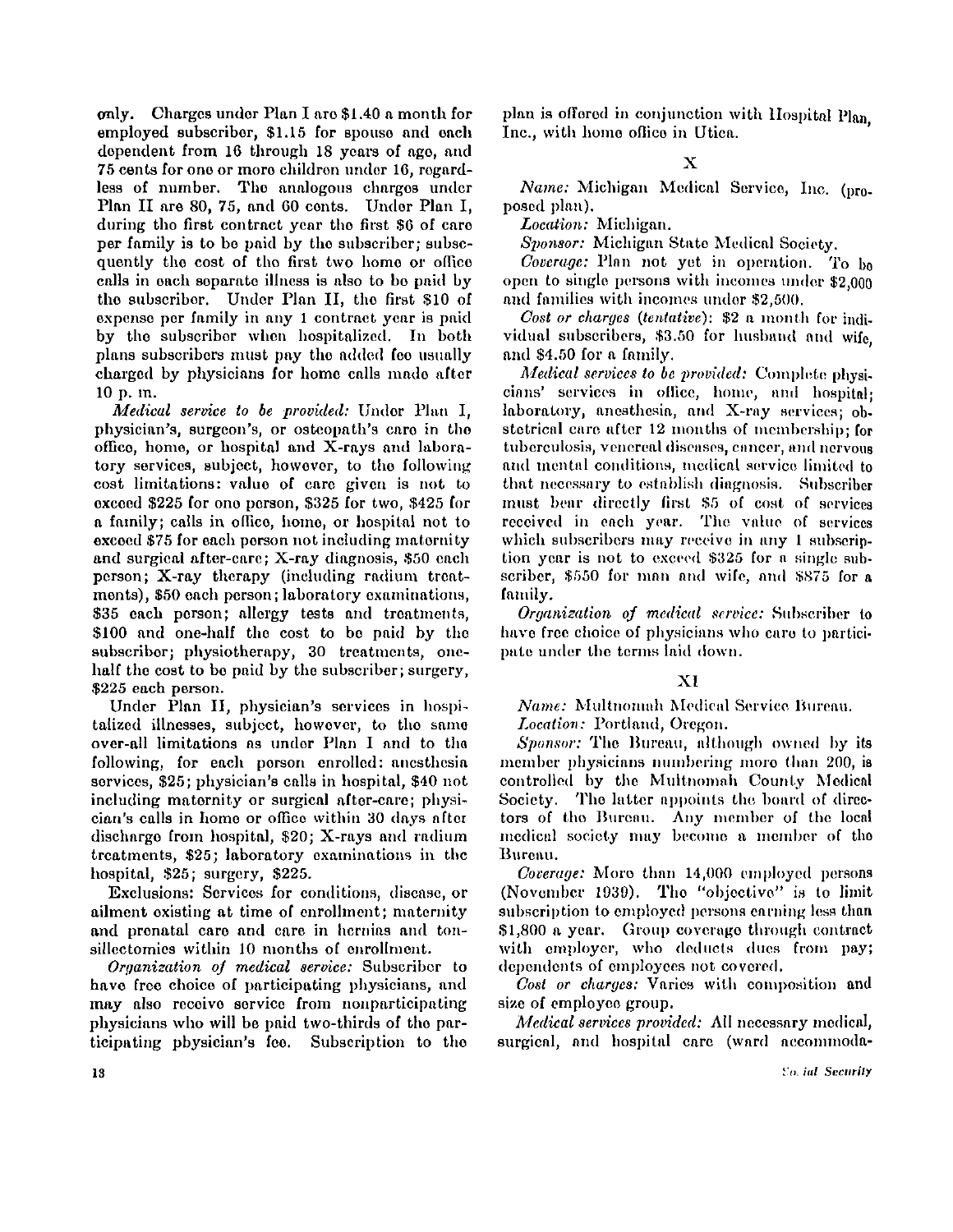only. Charges under Plan I are $1.40 a month for employed subscriber, $1.15 for spouse and each dependent from 16 through 18 years of age, and 75 cents for one or more children under 16, regardless of number. The analogous charges under Plan II are 80, 75, and 60 cents. Under Plan I, during the first contract year the first $6 of care per family is to be paid by the subscriber; subsequently the cost of the first two home or office calls in each separate illness is also to be paid by the subscriber. Under Plan II, the first $10 of expense per family in any 1 contract year is paid by the subscriber when hospitalized. In both plans subscribers must pay the added fee usually charged by physicians for home calls made after 10 p. m.

*Medical service to be provided:* Under Plan I, physician's, surgeon's, or osteopath's care in the office, home, or hospital and X-rays and laboratory services, subject, however, to the following cost limitations: value of care given is not to exceed $225 for one person, $325 for two, $425 for a family; calls in office, home, or hospital not to exceed $75 for each person not including maternity and surgical after-care; X-ray diagnosis, $50 each person; X-ray therapy (including radium treatments), $50 each person; laboratory examinations, $35 each person; allergy tests and treatments, $100 and one-half the cost to be paid by the subscriber; physiotherapy, 30 treatments, one-half the cost to be paid by the subscriber; surgery, $225 each person.

Under Plan II, physician's services in hospitalized illnesses, subject, however, to the same over-all limitations as under Plan I and to the following, for each person enrolled: anesthesia services, $25; physician's calls in hospital, $40 not including maternity or surgical after-care; physician's calls in home or office within 30 days after discharge from hospital, $20; X-rays and radium treatments, $25; laboratory examinations in the hospital, $25; surgery, $225.

Exclusions: Services for conditions, disease, or ailment existing at time of enrollment; maternity and prenatal care and care in hernias and tonsillectomies within 10 months of enrollment.

*Organization of medical service:* Subscriber to have free choice of participating physicians, and may also receive service from nonparticipating physicians who will be paid two-thirds of the participating physician's fee. Subscription to the plan is offered in conjunction with Hospital Plan, Inc., with home office in Utica.

## X

*Name:* Michigan Medical Service, Inc. (proposed plan).

*Location:* Michigan.

*Sponsor:* Michigan State Medical Society.

*Coverage:* Plan not yet in operation. To be open to single persons with incomes under $2,000 and families with incomes under $2,500.

*Cost or charges (tentative):* $2 a month for individual subscribers, $3.50 for husband and wife, and $4.50 for a family.

*Medical services to be provided:* Complete physicians' services in office, home, and hospital; laboratory, anesthesia, and X-ray services; obstetrical care after 12 months of membership; for tuberculosis, venereal diseases, cancer, and nervous and mental conditions, medical service limited to that necessary to establish diagnosis. Subscriber must bear directly first $5 of cost of services received in each year. The value of services which subscribers may receive in any 1 subscription year is not to exceed $325 for a single subscriber, $550 for man and wife, and $875 for a family.

*Organization of medical service:* Subscriber to have free choice of physicians who care to participate under the terms laid down.

## XI

*Name:* Multnomah Medical Service Bureau.

*Location:* Portland, Oregon.

*Sponsor:* The Bureau, although owned by its member physicians numbering more than 200, is controlled by the Multnomah County Medical Society. The latter appoints the board of directors of the Bureau. Any member of the local medical society may become a member of the Bureau.

*Coverage:* More than 14,000 employed persons (November 1939). The "objective" is to limit subscription to employed persons earning less than $1,800 a year. Group coverage through contract with employer, who deducts dues from pay; dependents of employees not covered.

*Cost or charges:* Varies with composition and size of employee group.

*Medical services provided:* All necessary medical, surgical, and hospital care (ward accommoda-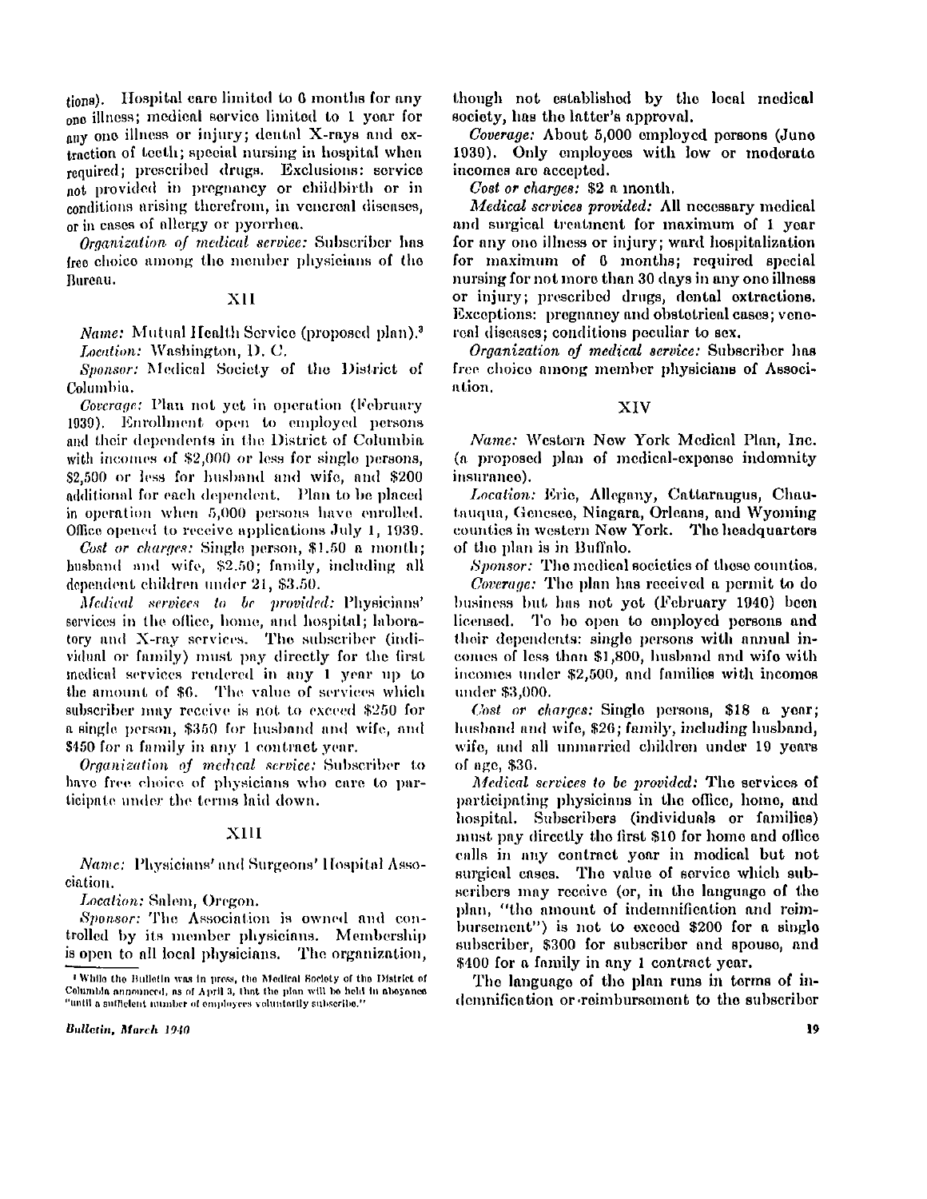tions). Hospital care limited to 6 months for any one illness; medical service limited to 1 year for any one illness or injury; dental X-rays and extraction of teeth; special nursing in hospital when required; prescribed drugs. Exclusions: service not provided in pregnancy or childbirth or in conditions arising therefrom, in venereal diseases, or in cases of allergy or pyorrhea.

*Organization of medical service:* Subscriber has free choice among the member physicians of the Bureau.

### XII

*Name:* Mutual Health Service (proposed plan).[3]

*Location:* Washington, D. C.

*Sponsor:* Medical Society of the District of Columbia.

*Coverage:* Plan not yet in operation (February 1939). Enrollment open to employed persons and their dependents in the District of Columbia with incomes of $2,000 or less for single persons, $2,500 or less for husband and wife, and $200 additional for each dependent. Plan to be placed in operation when 5,000 persons have enrolled. Office opened to receive applications July 1, 1939.

*Cost or charges:* Single person, $1.50 a month; husband and wife, $2.50; family, including all dependent children under 21, $3.50.

*Medical services to be provided:* Physicians' services in the office, home, and hospital; laboratory and X-ray services. The subscriber (individual or family) must pay directly for the first medical services rendered in any 1 year up to the amount of $6. The value of services which subscriber may receive is not to exceed $250 for a single person, $350 for husband and wife, and $450 for a family in any 1 contract year.

*Organization of medical service:* Subscriber to have free choice of physicians who care to participate under the terms laid down.

### XIII

*Name:* Physicians' and Surgeons' Hospital Association.

*Location:* Salem, Oregon.

*Sponsor:* The Association is owned and controlled by its member physicians. Membership is open to all local physicians. The organization, though not established by the local medical society, has the latter's approval.

*Coverage:* About 5,000 employed persons (June 1939). Only employees with low or moderate incomes are accepted.

*Cost or charges:* $2 a month.

*Medical services provided:* All necessary medical and surgical treatment for maximum of 1 year for any one illness or injury; ward hospitalization for maximum of 6 months; required special nursing for not more than 30 days in any one illness or injury; prescribed drugs, dental extractions. Exceptions: pregnancy and obstetrical cases; venereal diseases; conditions peculiar to sex.

*Organization of medical service:* Subscriber has free choice among member physicians of Association.

### XIV

*Name:* Western New York Medical Plan, Inc. (a proposed plan of medical-expense indemnity insurance).

*Location:* Erie, Allegany, Cattaraugus, Chautauqua, Genesee, Niagara, Orleans, and Wyoming counties in western New York. The headquarters of the plan is in Buffalo.

*Sponsor:* The medical societies of these counties.

*Coverage:* The plan has received a permit to do business but has not yet (February 1940) been licensed. To be open to employed persons and their dependents: single persons with annual incomes of less than $1,800, husband and wife with incomes under $2,500, and families with incomes under $3,000.

*Cost or charges:* Single persons, $18 a year; husband and wife, $26; family, including husband, wife, and all unmarried children under 19 years of age, $36.

*Medical services to be provided:* The services of participating physicians in the office, home, and hospital. Subscribers (individuals or families) must pay directly the first $10 for home and office calls in any contract year in medical but not surgical cases. The value of service which subscribers may receive (or, in the language of the plan, "the amount of indemnification and reimbursement") is not to exceed $200 for a single subscriber, $300 for subscriber and spouse, and $400 for a family in any 1 contract year.

The language of the plan runs in terms of indemnification or reimbursement to the subscriber

[3] While the Bulletin was in press, the Medical Society of the District of Columbia announced, as of April 3, that the plan will be held in abeyance "until a sufficient number of employees voluntarily subscribe."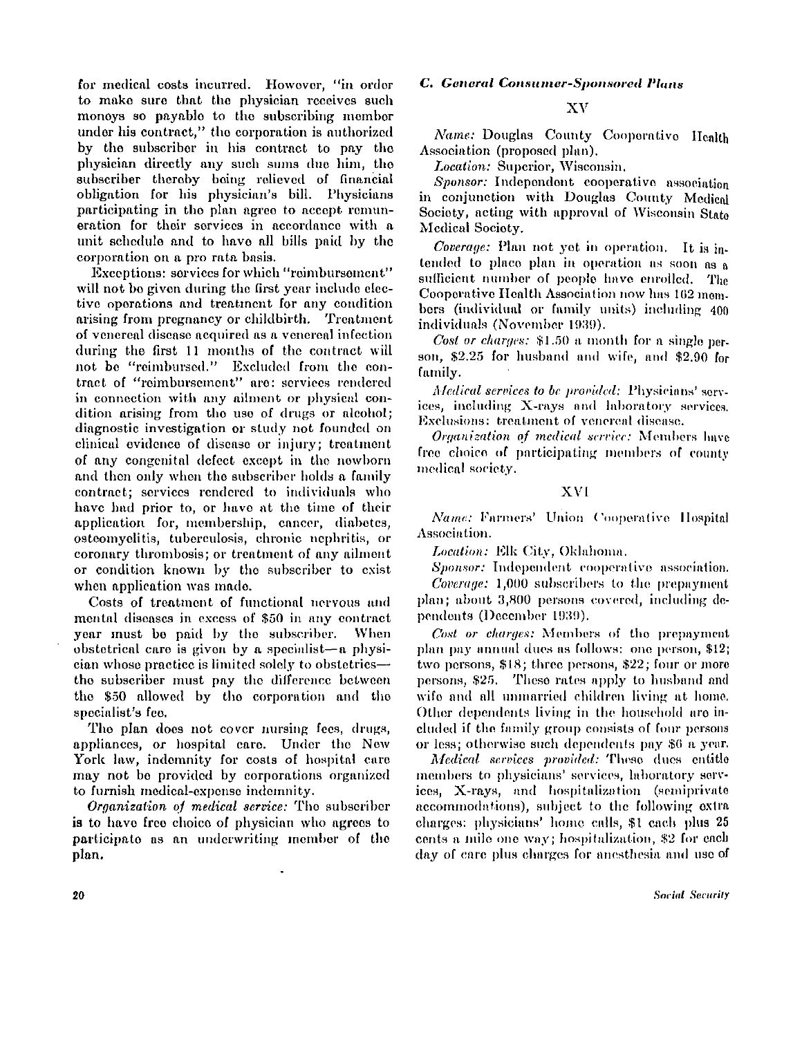for medical costs incurred. However, "in order to make sure that the physician receives such moneys so payable to the subscribing member under his contract," the corporation is authorized by the subscriber in his contract to pay the physician directly any such sums due him, the subscriber thereby being relieved of financial obligation for his physician's bill. Physicians participating in the plan agree to accept remuneration for their services in accordance with a unit schedule and to have all bills paid by the corporation on a pro rata basis.

Exceptions: services for which "reimbursement" will not be given during the first year include elective operations and treatment for any condition arising from pregnancy or childbirth. Treatment of venereal disease acquired as a venereal infection during the first 11 months of the contract will not be "reimbursed." Excluded from the contract of "reimbursement" are: services rendered in connection with any ailment or physical condition arising from the use of drugs or alcohol; diagnostic investigation or study not founded on clinical evidence of disease or injury; treatment of any congenital defect except in the newborn and then only when the subscriber holds a family contract; services rendered to individuals who have had prior to, or have at the time of their application for, membership, cancer, diabetes, osteomyelitis, tuberculosis, chronic nephritis, or coronary thrombosis; or treatment of any ailment or condition known by the subscriber to exist when application was made.

Costs of treatment of functional nervous and mental diseases in excess of $50 in any contract year must be paid by the subscriber. When obstetrical care is given by a specialist—a physician whose practice is limited solely to obstetrics—the subscriber must pay the difference between the $50 allowed by the corporation and the specialist's fee.

The plan does not cover nursing fees, drugs, appliances, or hospital care. Under the New York law, indemnity for costs of hospital care may not be provided by corporations organized to furnish medical-expense indemnity.

*Organization of medical service:* The subscriber is to have free choice of physician who agrees to participate as an underwriting member of the plan.

### *C. General Consumer-Sponsored Plans*

#### XV

*Name:* Douglas County Cooperative Health Association (proposed plan).

*Location:* Superior, Wisconsin.

*Sponsor:* Independent cooperative association in conjunction with Douglas County Medical Society, acting with approval of Wisconsin State Medical Society.

*Coverage:* Plan not yet in operation. It is intended to place plan in operation as soon as a sufficient number of people have enrolled. The Cooperative Health Association now has 162 members (individual or family units) including 400 individuals (November 1939).

*Cost or charges:* $1.50 a month for a single person, $2.25 for husband and wife, and $2.90 for family.

*Medical services to be provided:* Physicians' services, including X-rays and laboratory services. Exclusions: treatment of venereal disease.

*Organization of medical service:* Members have free choice of participating members of county medical society.

#### XVI

*Name:* Farmers' Union Cooperative Hospital Association.

*Location:* Elk City, Oklahoma.

*Sponsor:* Independent cooperative association.

*Coverage:* 1,000 subscribers to the prepayment plan; about 3,800 persons covered, including dependents (December 1939).

*Cost or charges:* Members of the prepayment plan pay annual dues as follows: one person, $12; two persons, $18; three persons, $22; four or more persons, $25. These rates apply to husband and wife and all unmarried children living at home. Other dependents living in the household are included if the family group consists of four persons or less; otherwise such dependents pay $6 a year.

*Medical services provided:* These dues entitle members to physicians' services, laboratory services, X-rays, and hospitalization (semiprivate accommodations), subject to the following extra charges: physicians' home calls, $1 each plus 25 cents a mile one way; hospitalization, $2 for each day of care plus charges for anesthesia and use of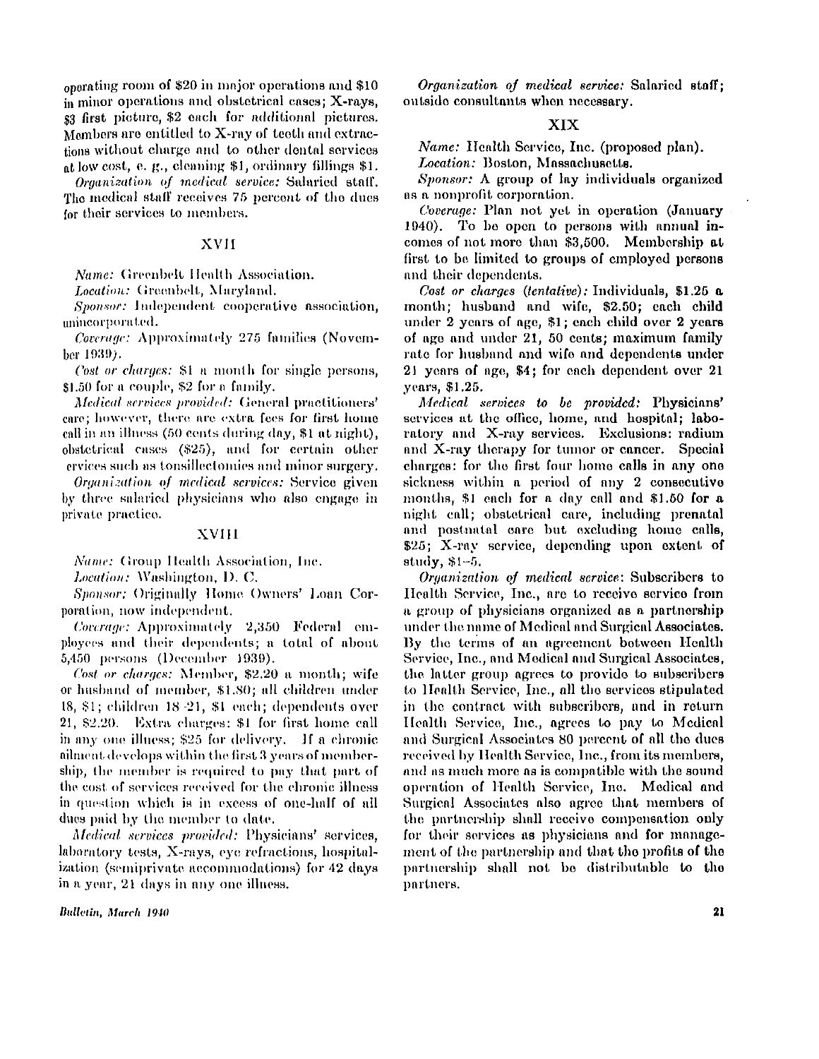operating room of $20 in major operations and $10 in minor operations and obstetrical cases; X-rays, $3 first picture, $2 each for additional pictures. Members are entitled to X-ray of teeth and extractions without charge and to other dental services at low cost, e. g., cleaning $1, ordinary fillings $1.

*Organization of medical service:* Salaried staff. The medical staff receives 75 percent of the dues for their services to members.

### XVII

*Name:* Greenbelt Health Association.

*Location:* Greenbelt, Maryland.

*Sponsor:* Independent cooperative association, unincorporated.

*Coverage:* Approximately 275 families (November 1939).

*Cost or charges:* $1 a month for single persons, $1.50 for a couple, $2 for a family.

*Medical services provided:* General practitioners' care; however, there are extra fees for first home call in an illness (50 cents during day, $1 at night), obstetrical cases ($25), and for certain other services such as tonsillectomies and minor surgery.

*Organization of medical services:* Service given by three salaried physicians who also engage in private practice.

### XVIII

*Name:* Group Health Association, Inc.

*Location:* Washington, D. C.

*Sponsor:* Originally Home Owners' Loan Corporation, now independent.

*Coverage:* Approximately 2,350 Federal employees and their dependents; a total of about 5,450 persons (December 1939).

*Cost or charges:* Member, $2.20 a month; wife or husband of member, $1.80; all children under 18, $1; children 18–21, $1 each; dependents over 21, $2.20. Extra charges: $1 for first home call in any one illness; $25 for delivery. If a chronic ailment develops within the first 3 years of membership, the member is required to pay that part of the cost of services received for the chronic illness in question which is in excess of one-half of all dues paid by the member to date.

*Medical services provided:* Physicians' services, laboratory tests, X-rays, eye refractions, hospitalization (semiprivate accommodations) for 42 days in a year, 21 days in any one illness.

*Organization of medical service:* Salaried staff; outside consultants when necessary.

### XIX

*Name:* Health Service, Inc. (proposed plan).

*Location:* Boston, Massachusetts.

*Sponsor:* A group of lay individuals organized as a nonprofit corporation.

*Coverage:* Plan not yet in operation (January 1940). To be open to persons with annual incomes of not more than $3,500. Membership at first to be limited to groups of employed persons and their dependents.

*Cost or charges (tentative):* Individuals, $1.25 a month; husband and wife, $2.50; each child under 2 years of age, $1; each child over 2 years of age and under 21, 50 cents; maximum family rate for husband and wife and dependents under 21 years of age, $4; for each dependent over 21 years, $1.25.

*Medical services to be provided:* Physicians' services at the office, home, and hospital; laboratory and X-ray services. Exclusions: radium and X-ray therapy for tumor or cancer. Special charges: for the first four home calls in any one sickness within a period of any 2 consecutive months, $1 each for a day call and $1.50 for a night call; obstetrical care, including prenatal and postnatal care but excluding home calls, $25; X-ray service, depending upon extent of study, $1–5.

*Organization of medical service:* Subscribers to Health Service, Inc., are to receive service from a group of physicians organized as a partnership under the name of Medical and Surgical Associates. By the terms of an agreement between Health Service, Inc., and Medical and Surgical Associates, the latter group agrees to provide to subscribers to Health Service, Inc., all the services stipulated in the contract with subscribers, and in return Health Service, Inc., agrees to pay to Medical and Surgical Associates 80 percent of all the dues received by Health Service, Inc., from its members, and as much more as is compatible with the sound operation of Health Service, Inc. Medical and Surgical Associates also agree that members of the partnership shall receive compensation only for their services as physicians and for management of the partnership and that the profits of the partnership shall not be distributable to the partners.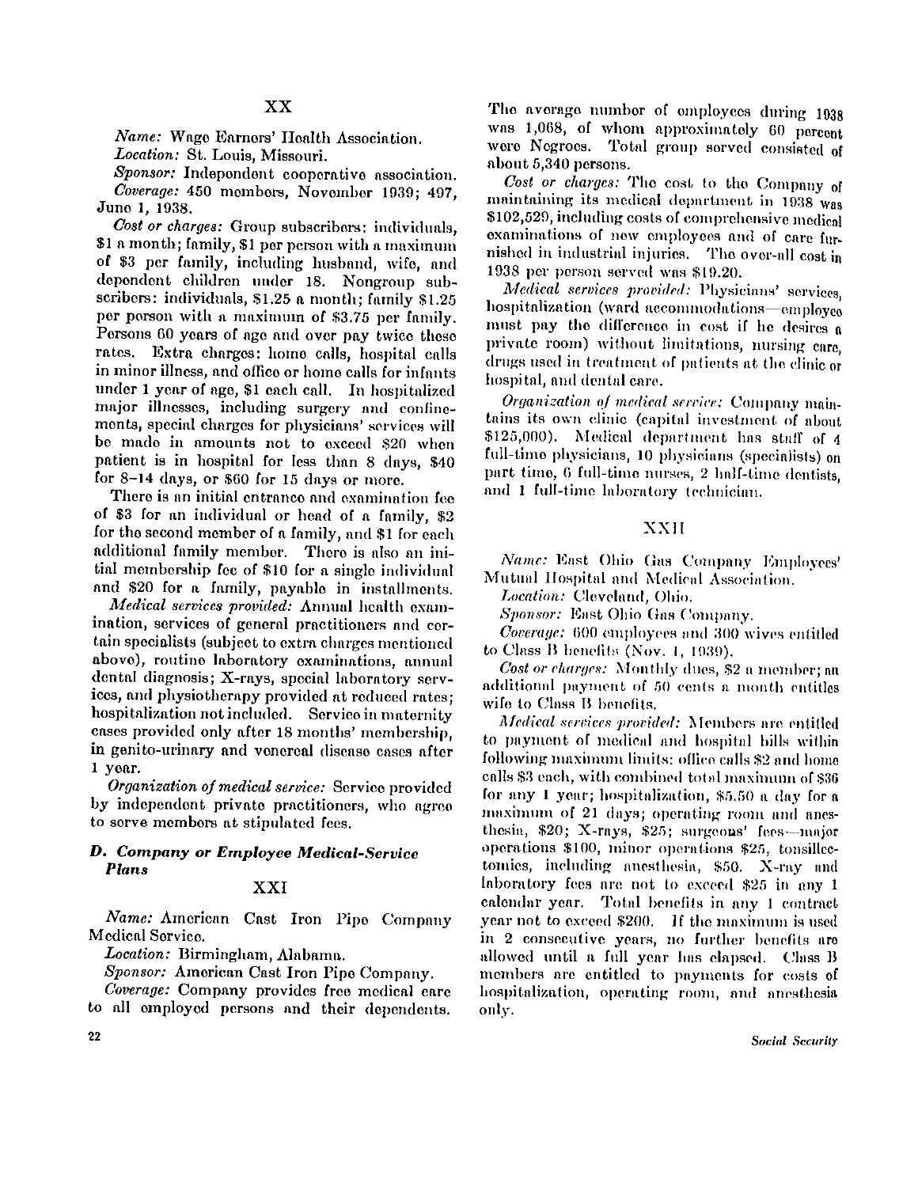## XX

*Name:* Wage Earners' Health Association.

*Location:* St. Louis, Missouri.

*Sponsor:* Independent cooperative association.

*Coverage:* 450 members, November 1939; 497, June 1, 1938.

*Cost or charges:* Group subscribers: individuals, $1 a month; family, $1 per person with a maximum of $3 per family, including husband, wife, and dependent children under 18. Nongroup subscribers: individuals, $1.25 a month; family $1.25 per person with a maximum of $3.75 per family. Persons 60 years of age and over pay twice these rates. Extra charges: home calls, hospital calls in minor illness, and office or home calls for infants under 1 year of age, $1 each call. In hospitalized major illnesses, including surgery and confinements, special charges for physicians' services will be made in amounts not to exceed $20 when patient is in hospital for less than 8 days, $40 for 8–14 days, or $60 for 15 days or more.

There is an initial entrance and examination fee of $3 for an individual or head of a family, $2 for the second member of a family, and $1 for each additional family member. There is also an initial membership fee of $10 for a single individual and $20 for a family, payable in installments.

*Medical services provided:* Annual health examination, services of general practitioners and certain specialists (subject to extra charges mentioned above), routine laboratory examinations, annual dental diagnosis; X-rays, special laboratory services, and physiotherapy provided at reduced rates; hospitalization not included. Service in maternity cases provided only after 18 months' membership, in genito-urinary and venereal disease cases after 1 year.

*Organization of medical service:* Service provided by independent private practitioners, who agree to serve members at stipulated fees.

### D. Company or Employee Medical-Service Plans

## XXI

*Name:* American Cast Iron Pipe Company Medical Service.

*Location:* Birmingham, Alabama.

*Sponsor:* American Cast Iron Pipe Company.

*Coverage:* Company provides free medical care to all employed persons and their dependents. The average number of employees during 1938 was 1,068, of whom approximately 60 percent were Negroes. Total group served consisted of about 5,340 persons.

*Cost or charges:* The cost to the Company of maintaining its medical department in 1938 was $102,529, including costs of comprehensive medical examinations of new employees and of care furnished in industrial injuries. The over-all cost in 1938 per person served was $19.20.

*Medical services provided:* Physicians' services, hospitalization (ward accommodations—employee must pay the difference in cost if he desires a private room) without limitations, nursing care, drugs used in treatment of patients at the clinic or hospital, and dental care.

*Organization of medical service:* Company maintains its own clinic (capital investment of about $125,000). Medical department has staff of 4 full-time physicians, 10 physicians (specialists) on part time, 6 full-time nurses, 2 half-time dentists, and 1 full-time laboratory technician.

## XXII

*Name:* East Ohio Gas Company Employees' Mutual Hospital and Medical Association.

*Location:* Cleveland, Ohio.

*Sponsor:* East Ohio Gas Company.

*Coverage:* 600 employees and 300 wives entitled to Class B benefits (Nov. 1, 1939).

*Cost or charges:* Monthly dues, $2 a member; an additional payment of 50 cents a month entitles wife to Class B benefits.

*Medical services provided:* Members are entitled to payment of medical and hospital bills within following maximum limits: office calls $2 and home calls $3 each, with combined total maximum of $36 for any 1 year; hospitalization, $5.50 a day for a maximum of 21 days; operating room and anesthesia, $20; X-rays, $25; surgeons' fees—major operations $100, minor operations $25, tonsillectomies, including anesthesia, $50. X-ray and laboratory fees are not to exceed $25 in any 1 calendar year. Total benefits in any 1 contract year not to exceed $200. If the maximum is used in 2 consecutive years, no further benefits are allowed until a full year has elapsed. Class B members are entitled to payments for costs of hospitalization, operating room, and anesthesia only.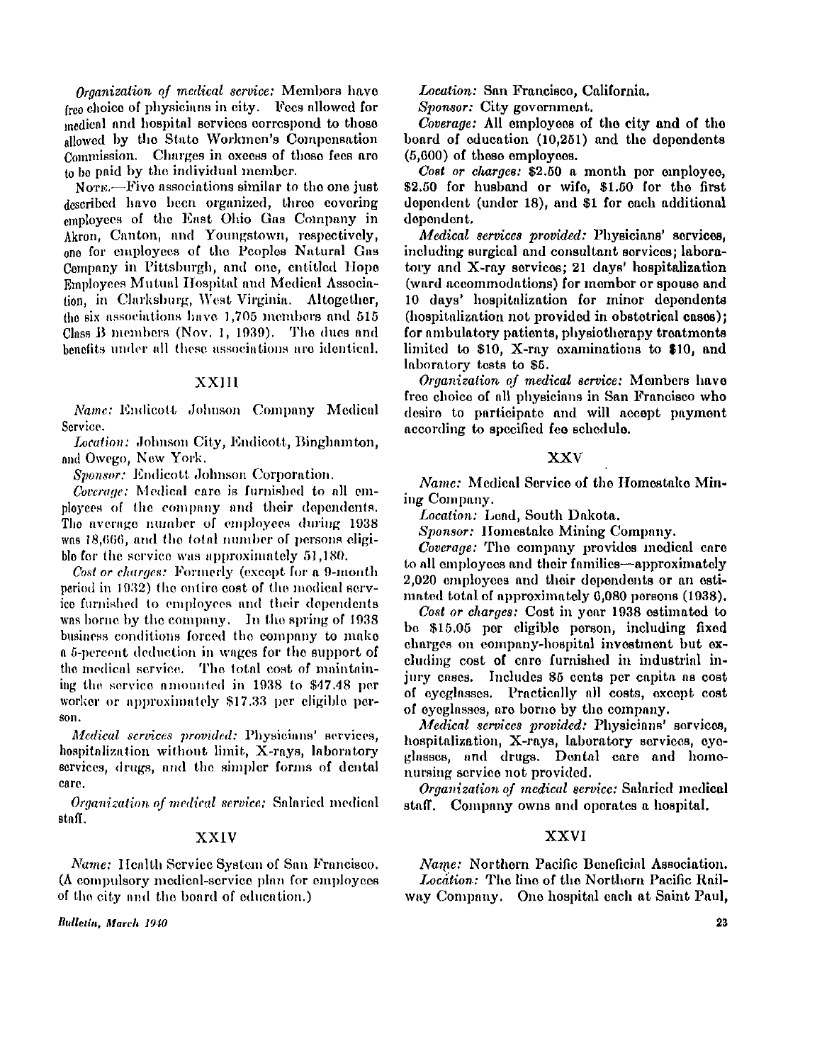*Organization of medical service:* Members have free choice of physicians in city. Fees allowed for medical and hospital services correspond to those allowed by the State Workmen's Compensation Commission. Charges in excess of those fees are to be paid by the individual member.

NOTE.—Five associations similar to the one just described have been organized, three covering employees of the East Ohio Gas Company in Akron, Canton, and Youngstown, respectively, one for employees of the Peoples Natural Gas Company in Pittsburgh, and one, entitled Hope Employees Mutual Hospital and Medical Association, in Clarksburg, West Virginia. Altogether, the six associations have 1,705 members and 515 Class B members (Nov. 1, 1939). The dues and benefits under all these associations are identical.

## XXIII

*Name:* Endicott Johnson Company Medical Service.

*Location:* Johnson City, Endicott, Binghamton, and Owego, New York.

*Sponsor:* Endicott Johnson Corporation.

*Coverage:* Medical care is furnished to all employees of the company and their dependents. The average number of employees during 1938 was 18,666, and the total number of persons eligible for the service was approximately 51,180.

*Cost or charges:* Formerly (except for a 9-month period in 1932) the entire cost of the medical service furnished to employees and their dependents was borne by the company. In the spring of 1938 business conditions forced the company to make a 5-percent deduction in wages for the support of the medical service. The total cost of maintaining the service amounted in 1938 to $47.48 per worker or approximately $17.33 per eligible person.

*Medical services provided:* Physicians' services, hospitalization without limit, X-rays, laboratory services, drugs, and the simpler forms of dental care.

*Organization of medical service:* Salaried medical staff.

## XXIV

*Name:* Health Service System of San Francisco. (A compulsory medical-service plan for employees of the city and the board of education.)

*Location:* San Francisco, California.

*Sponsor:* City government.

*Coverage:* All employees of the city and of the board of education (10,251) and the dependents (5,600) of these employees.

*Cost or charges:* $2.50 a month per employee, $2.50 for husband or wife, $1.50 for the first dependent (under 18), and $1 for each additional dependent.

*Medical services provided:* Physicians' services, including surgical and consultant services; laboratory and X-ray services; 21 days' hospitalization (ward accommodations) for member or spouse and 10 days' hospitalization for minor dependents (hospitalization not provided in obstetrical cases); for ambulatory patients, physiotherapy treatments limited to $10, X-ray examinations to $10, and laboratory tests to $5.

*Organization of medical service:* Members have free choice of all physicians in San Francisco who desire to participate and will accept payment according to specified fee schedule.

## XXV

*Name:* Medical Service of the Homestake Mining Company.

*Location:* Lead, South Dakota.

*Sponsor:* Homestake Mining Company.

*Coverage:* The company provides medical care to all employees and their families—approximately 2,020 employees and their dependents or an estimated total of approximately 6,080 persons (1938).

*Cost or charges:* Cost in year 1938 estimated to be $15.05 per eligible person, including fixed charges on company-hospital investment but excluding cost of care furnished in industrial injury cases. Includes 85 cents per capita as cost of eyeglasses. Practically all costs, except cost of eyeglasses, are borne by the company.

*Medical services provided:* Physicians' services, hospitalization, X-rays, laboratory services, eyeglasses, and drugs. Dental care and home-nursing service not provided.

*Organization of medical service:* Salaried medical staff. Company owns and operates a hospital.

## XXVI

*Name:* Northern Pacific Beneficial Association.

*Location:* The line of the Northern Pacific Railway Company. One hospital each at Saint Paul,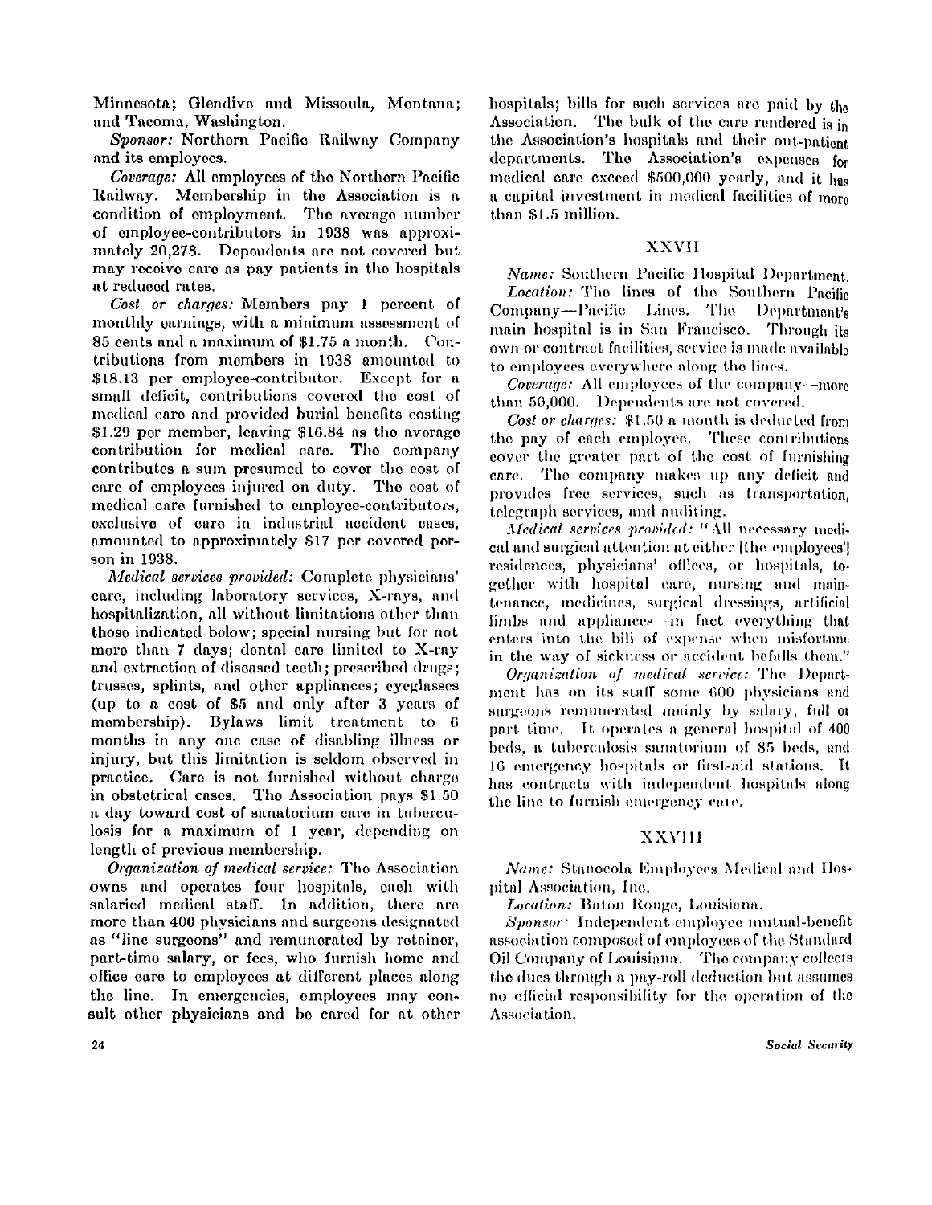Minnesota; Glendive and Missoula, Montana; and Tacoma, Washington.

*Sponsor:* Northern Pacific Railway Company and its employees.

*Coverage:* All employees of the Northern Pacific Railway. Membership in the Association is a condition of employment. The average number of employee-contributors in 1938 was approximately 20,278. Dependents are not covered but may receive care as pay patients in the hospitals at reduced rates.

*Cost or charges:* Members pay 1 percent of monthly earnings, with a minimum assessment of 85 cents and a maximum of $1.75 a month. Contributions from members in 1938 amounted to $18.13 per employee-contributor. Except for a small deficit, contributions covered the cost of medical care and provided burial benefits costing $1.29 per member, leaving $16.84 as the average contribution for medical care. The company contributes a sum presumed to cover the cost of care of employees injured on duty. The cost of medical care furnished to employee-contributors, exclusive of care in industrial accident cases, amounted to approximately $17 per covered person in 1938.

*Medical services provided:* Complete physicians' care, including laboratory services, X-rays, and hospitalization, all without limitations other than those indicated below; special nursing but for not more than 7 days; dental care limited to X-ray and extraction of diseased teeth; prescribed drugs; trusses, splints, and other appliances; eyeglasses (up to a cost of $5 and only after 3 years of membership). Bylaws limit treatment to 6 months in any one case of disabling illness or injury, but this limitation is seldom observed in practice. Care is not furnished without charge in obstetrical cases. The Association pays $1.50 a day toward cost of sanatorium care in tuberculosis for a maximum of 1 year, depending on length of previous membership.

*Organization of medical service:* The Association owns and operates four hospitals, each with salaried medical staff. In addition, there are more than 400 physicians and surgeons designated as "line surgeons" and remunerated by retainer, part-time salary, or fees, who furnish home and office care to employees at different places along the line. In emergencies, employees may consult other physicians and be cared for at other hospitals; bills for such services are paid by the Association. The bulk of the care rendered is in the Association's hospitals and their out-patient departments. The Association's expenses for medical care exceed $500,000 yearly, and it has a capital investment in medical facilities of more than $1.5 million.

## XXVII

*Name:* Southern Pacific Hospital Department.

*Location:* The lines of the Southern Pacific Company—Pacific Lines. The Department's main hospital is in San Francisco. Through its own or contract facilities, service is made available to employees everywhere along the lines.

*Coverage:* All employees of the company—more than 50,000. Dependents are not covered.

*Cost or charges:* $1.50 a month is deducted from the pay of each employee. These contributions cover the greater part of the cost of furnishing care. The company makes up any deficit and provides free services, such as transportation, telegraph services, and auditing.

*Medical services provided:* "All necessary medical and surgical attention at either [the employees'] residences, physicians' offices, or hospitals, together with hospital care, nursing and maintenance, medicines, surgical dressings, artificial limbs and appliances—in fact everything that enters into the bill of expense when misfortune in the way of sickness or accident befalls them."

*Organization of medical service:* The Department has on its staff some 600 physicians and surgeons remunerated mainly by salary, full or part time. It operates a general hospital of 400 beds, a tuberculosis sanatorium of 85 beds, and 16 emergency hospitals or first-aid stations. It has contracts with independent hospitals along the line to furnish emergency care.

## XXVIII

*Name:* Stanocola Employees Medical and Hospital Association, Inc.

*Location:* Baton Rouge, Louisiana.

*Sponsor:* Independent employee mutual-benefit association composed of employees of the Standard Oil Company of Louisiana. The company collects the dues through a pay-roll deduction but assumes no official responsibility for the operation of the Association.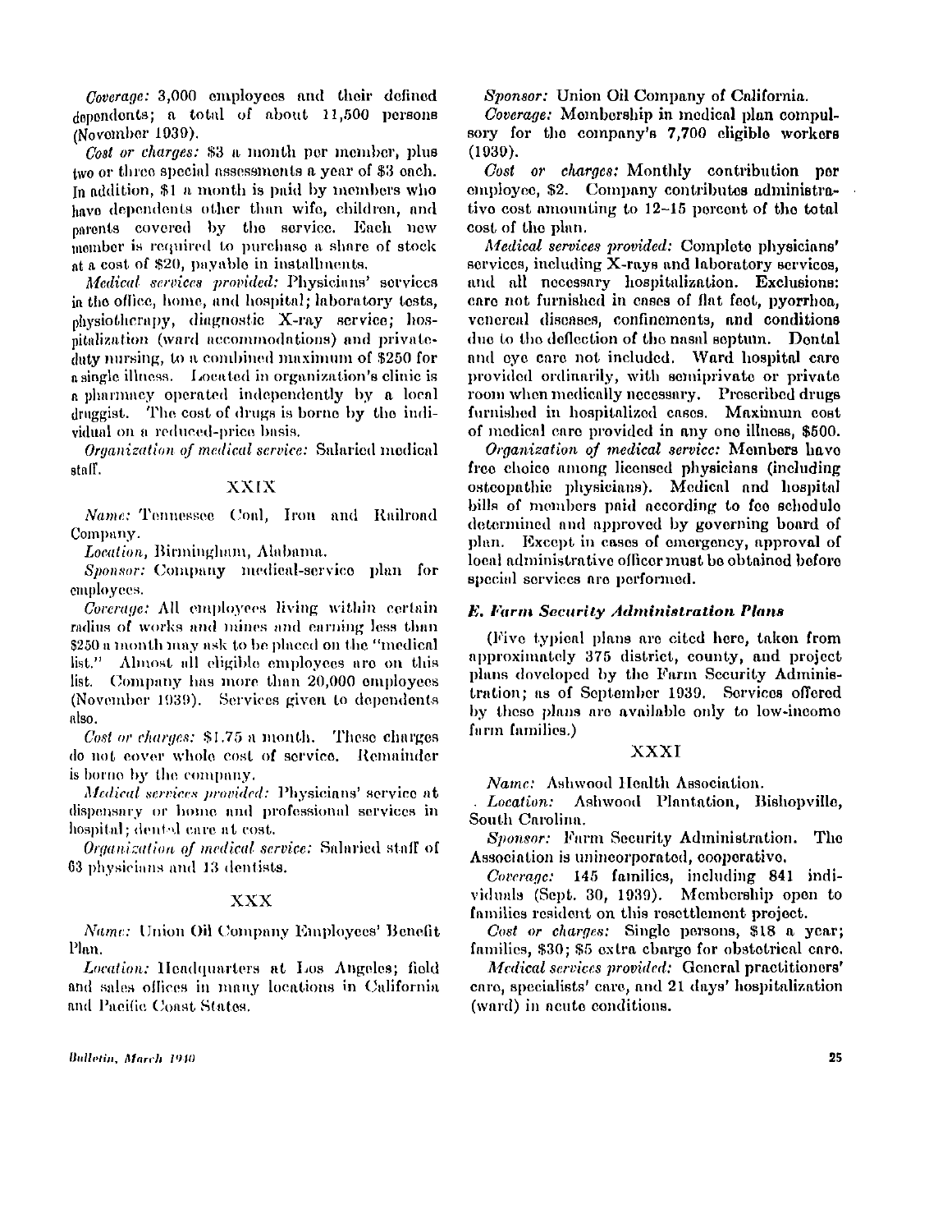*Coverage:* 3,000 employees and their defined dependents; a total of about 11,500 persons (November 1939).

*Cost or charges:* $3 a month per member, plus two or three special assessments a year of $3 each. In addition, $1 a month is paid by members who have dependents other than wife, children, and parents covered by the service. Each new member is required to purchase a share of stock at a cost of $20, payable in installments.

*Medical services provided:* Physicians' services in the office, home, and hospital; laboratory tests, physiotherapy, diagnostic X-ray service; hospitalization (ward accommodations) and private-duty nursing, to a combined maximum of $250 for a single illness. Located in organization's clinic is a pharmacy operated independently by a local druggist. The cost of drugs is borne by the individual on a reduced-price basis.

*Organization of medical service:* Salaried medical staff.

### XXIX

*Name:* Tennessee Coal, Iron and Railroad Company.

*Location,* Birmingham, Alabama.

*Sponsor:* Company medical-service plan for employees.

*Coverage:* All employees living within certain radius of works and mines and earning less than $250 a month may ask to be placed on the "medical list." Almost all eligible employees are on this list. Company has more than 20,000 employees (November 1939). Services given to dependents also.

*Cost or charges:* $1.75 a month. These charges do not cover whole cost of service. Remainder is borne by the company.

*Medical services provided:* Physicians' service at dispensary or home and professional services in hospital; dental care at cost.

*Organization of medical service:* Salaried staff of 63 physicians and 13 dentists.

### XXX

*Name:* Union Oil Company Employees' Benefit Plan.

*Location:* Headquarters at Los Angeles; field and sales offices in many locations in California and Pacific Coast States.

*Sponsor:* Union Oil Company of California.

*Coverage:* Membership in medical plan compulsory for the company's 7,700 eligible workers (1939).

*Cost or charges:* Monthly contribution per employee, $2. Company contributes administrative cost amounting to 12–15 percent of the total cost of the plan.

*Medical services provided:* Complete physicians' services, including X-rays and laboratory services, and all necessary hospitalization. Exclusions: care not furnished in cases of flat feet, pyorrhea, venereal diseases, confinements, and conditions due to the deflection of the nasal septum. Dental and eye care not included. Ward hospital care provided ordinarily, with semiprivate or private room when medically necessary. Prescribed drugs furnished in hospitalized cases. Maximum cost of medical care provided in any one illness, $500.

*Organization of medical service:* Members have free choice among licensed physicians (including osteopathic physicians). Medical and hospital bills of members paid according to fee schedule determined and approved by governing board of plan. Except in cases of emergency, approval of local administrative officer must be obtained before special services are performed.

### *E. Farm Security Administration Plans*

(Five typical plans are cited here, taken from approximately 375 district, county, and project plans developed by the Farm Security Administration; as of September 1939. Services offered by these plans are available only to low-income farm families.)

### XXXI

*Name:* Ashwood Health Association.

*Location:* Ashwood Plantation, Bishopville, South Carolina.

*Sponsor:* Farm Security Administration. The Association is unincorporated, cooperative.

*Coverage:* 145 families, including 841 individuals (Sept. 30, 1939). Membership open to families resident on this resettlement project.

*Cost or charges:* Single persons, $18 a year; families, $30; $5 extra charge for obstetrical care.

*Medical services provided:* General practitioners' care, specialists' care, and 21 days' hospitalization (ward) in acute conditions.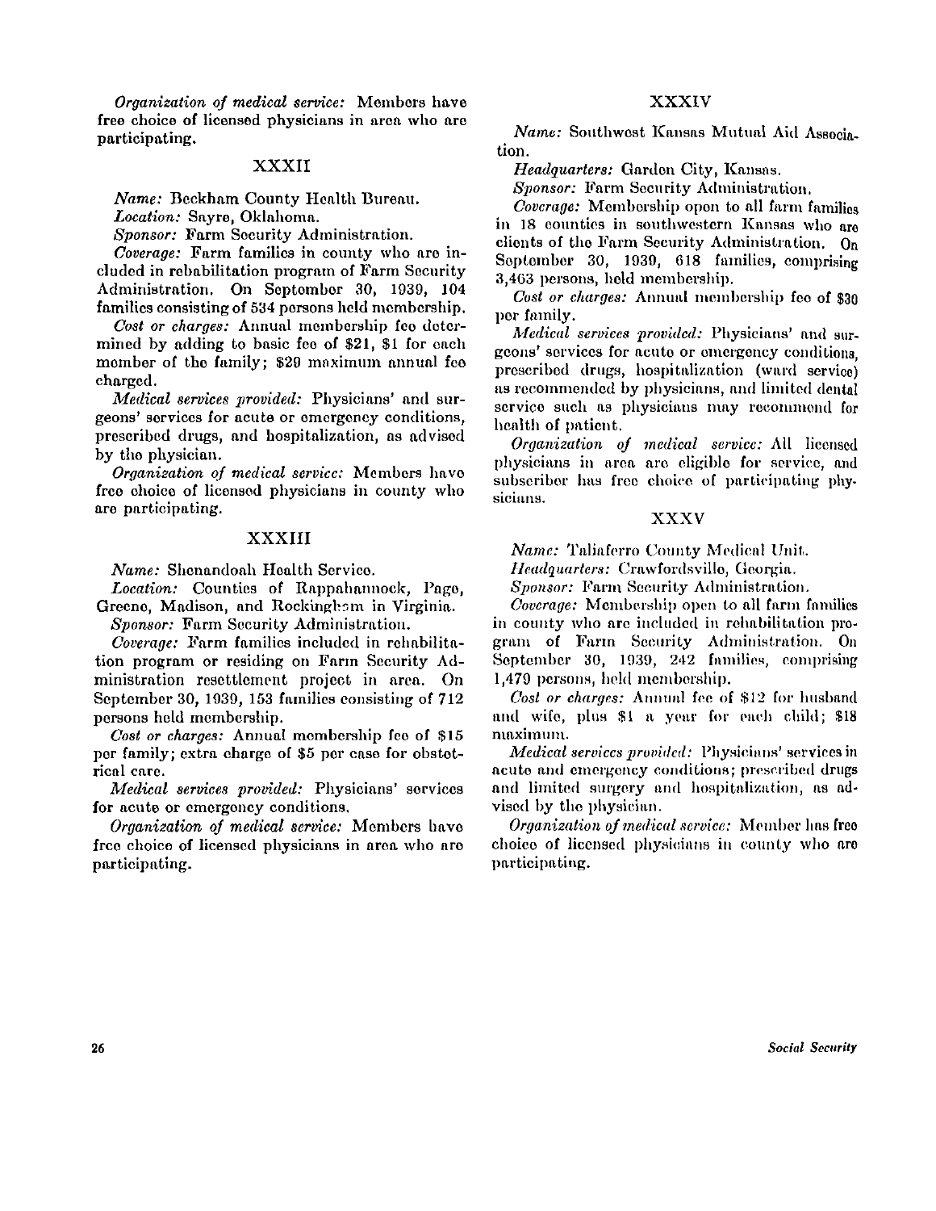*Organization of medical service:* Members have free choice of licensed physicians in area who are participating.

### XXXII

*Name:* Beckham County Health Bureau.

*Location:* Sayre, Oklahoma.

*Sponsor:* Farm Security Administration.

*Coverage:* Farm families in county who are included in rehabilitation program of Farm Security Administration. On September 30, 1939, 104 families consisting of 534 persons held membership.

*Cost or charges:* Annual membership fee determined by adding to basic fee of $21, $1 for each member of the family; $29 maximum annual fee charged.

*Medical services provided:* Physicians' and surgeons' services for acute or emergency conditions, prescribed drugs, and hospitalization, as advised by the physician.

*Organization of medical service:* Members have free choice of licensed physicians in county who are participating.

### XXXIII

*Name:* Shenandoah Health Service.

*Location:* Counties of Rappahannock, Page, Greene, Madison, and Rockingham in Virginia.

*Sponsor:* Farm Security Administration.

*Coverage:* Farm families included in rehabilitation program or residing on Farm Security Administration resettlement project in area. On September 30, 1939, 153 families consisting of 712 persons held membership.

*Cost or charges:* Annual membership fee of $15 per family; extra charge of $5 per case for obstetrical care.

*Medical services provided:* Physicians' services for acute or emergency conditions.

*Organization of medical service:* Members have free choice of licensed physicians in area who are participating.

### XXXIV

*Name:* Southwest Kansas Mutual Aid Association.

*Headquarters:* Garden City, Kansas.

*Sponsor:* Farm Security Administration.

*Coverage:* Membership open to all farm families in 18 counties in southwestern Kansas who are clients of the Farm Security Administration. On September 30, 1939, 618 families, comprising 3,463 persons, held membership.

*Cost or charges:* Annual membership fee of $30 per family.

*Medical services provided:* Physicians' and surgeons' services for acute or emergency conditions, prescribed drugs, hospitalization (ward service) as recommended by physicians, and limited dental service such as physicians may recommend for health of patient.

*Organization of medical service:* All licensed physicians in area are eligible for service, and subscriber has free choice of participating physicians.

### XXXV

*Name:* Taliaferro County Medical Unit.

*Headquarters:* Crawfordsville, Georgia.

*Sponsor:* Farm Security Administration.

*Coverage:* Membership open to all farm families in county who are included in rehabilitation program of Farm Security Administration. On September 30, 1939, 242 families, comprising 1,479 persons, held membership.

*Cost or charges:* Annual fee of $12 for husband and wife, plus $1 a year for each child; $18 maximum.

*Medical services provided:* Physicians' services in acute and emergency conditions; prescribed drugs and limited surgery and hospitalization, as advised by the physician.

*Organization of medical service:* Member has free choice of licensed physicians in county who are participating.